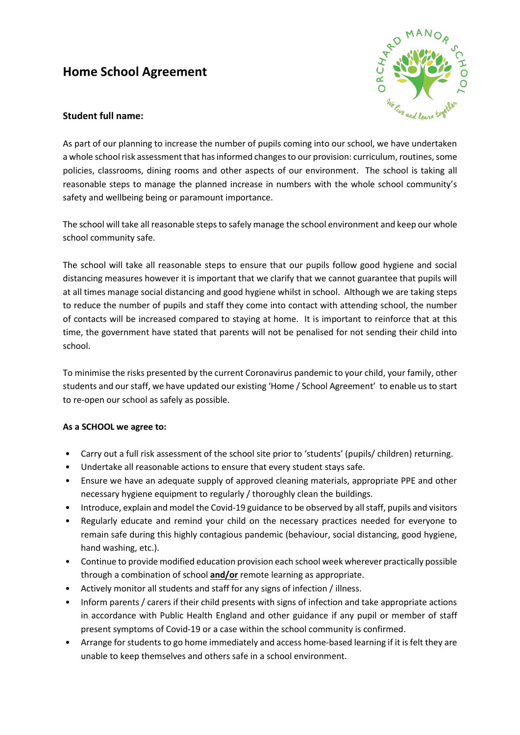# Home School Agreement

**Student full name:**

As part of our planning to increase the number of pupils coming into our school, we have undertaken a whole school risk assessment that has informed changes to our provision: curriculum, routines, some policies, classrooms, dining rooms and other aspects of our environment. The school is taking all reasonable steps to manage the planned increase in numbers with the whole school community's safety and wellbeing being or paramount importance.

The school will take all reasonable steps to safely manage the school environment and keep our whole school community safe.

The school will take all reasonable steps to ensure that our pupils follow good hygiene and social distancing measures however it is important that we clarify that we cannot guarantee that pupils will at all times manage social distancing and good hygiene whilst in school. Although we are taking steps to reduce the number of pupils and staff they come into contact with attending school, the number of contacts will be increased compared to staying at home. It is important to reinforce that at this time, the government have stated that parents will not be penalised for not sending their child into school.

To minimise the risks presented by the current Coronavirus pandemic to your child, your family, other students and our staff, we have updated our existing 'Home / School Agreement' to enable us to start to re-open our school as safely as possible.

**As a SCHOOL we agree to:**

- Carry out a full risk assessment of the school site prior to 'students' (pupils/ children) returning.
- Undertake all reasonable actions to ensure that every student stays safe.
- Ensure we have an adequate supply of approved cleaning materials, appropriate PPE and other necessary hygiene equipment to regularly / thoroughly clean the buildings.
- Introduce, explain and model the Covid-19 guidance to be observed by all staff, pupils and visitors
- Regularly educate and remind your child on the necessary practices needed for everyone to remain safe during this highly contagious pandemic (behaviour, social distancing, good hygiene, hand washing, etc.).
- Continue to provide modified education provision each school week wherever practically possible through a combination of school **and/or** remote learning as appropriate.
- Actively monitor all students and staff for any signs of infection / illness.
- Inform parents / carers if their child presents with signs of infection and take appropriate actions in accordance with Public Health England and other guidance if any pupil or member of staff present symptoms of Covid-19 or a case within the school community is confirmed.
- Arrange for students to go home immediately and access home-based learning if it is felt they are unable to keep themselves and others safe in a school environment.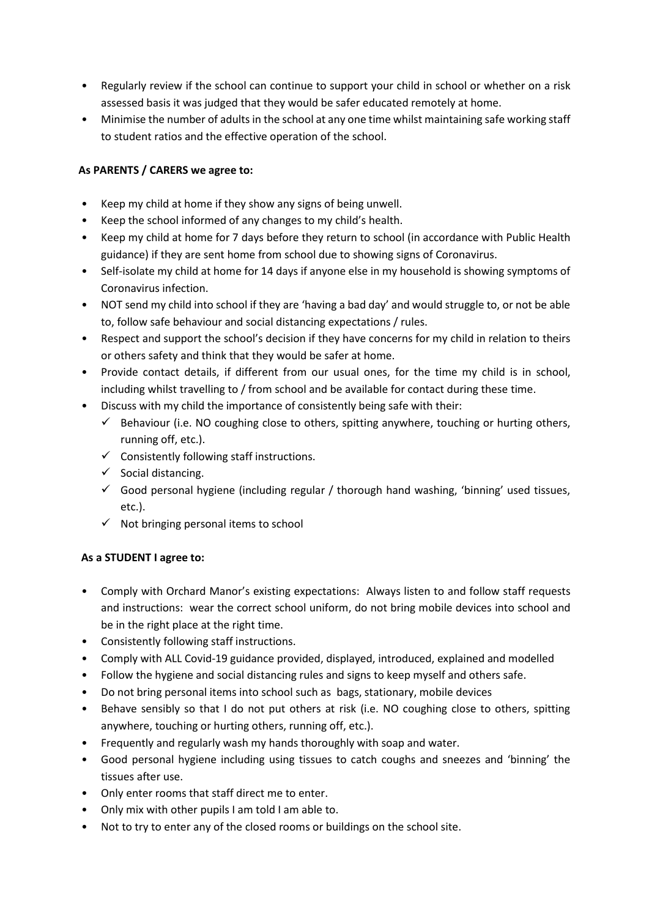- Regularly review if the school can continue to support your child in school or whether on a risk assessed basis it was judged that they would be safer educated remotely at home.
- Minimise the number of adults in the school at any one time whilst maintaining safe working staff to student ratios and the effective operation of the school.

**As PARENTS / CARERS we agree to:**

- Keep my child at home if they show any signs of being unwell.
- Keep the school informed of any changes to my child's health.
- Keep my child at home for 7 days before they return to school (in accordance with Public Health guidance) if they are sent home from school due to showing signs of Coronavirus.
- Self-isolate my child at home for 14 days if anyone else in my household is showing symptoms of Coronavirus infection.
- NOT send my child into school if they are 'having a bad day' and would struggle to, or not be able to, follow safe behaviour and social distancing expectations / rules.
- Respect and support the school's decision if they have concerns for my child in relation to theirs or others safety and think that they would be safer at home.
- Provide contact details, if different from our usual ones, for the time my child is in school, including whilst travelling to / from school and be available for contact during these time.
- Discuss with my child the importance of consistently being safe with their:
  - ✓ Behaviour (i.e. NO coughing close to others, spitting anywhere, touching or hurting others, running off, etc.).
  - ✓ Consistently following staff instructions.
  - ✓ Social distancing.
  - ✓ Good personal hygiene (including regular / thorough hand washing, 'binning' used tissues, etc.).
  - ✓ Not bringing personal items to school

**As a STUDENT I agree to:**

- Comply with Orchard Manor's existing expectations: Always listen to and follow staff requests and instructions: wear the correct school uniform, do not bring mobile devices into school and be in the right place at the right time.
- Consistently following staff instructions.
- Comply with ALL Covid-19 guidance provided, displayed, introduced, explained and modelled
- Follow the hygiene and social distancing rules and signs to keep myself and others safe.
- Do not bring personal items into school such as bags, stationary, mobile devices
- Behave sensibly so that I do not put others at risk (i.e. NO coughing close to others, spitting anywhere, touching or hurting others, running off, etc.).
- Frequently and regularly wash my hands thoroughly with soap and water.
- Good personal hygiene including using tissues to catch coughs and sneezes and 'binning' the tissues after use.
- Only enter rooms that staff direct me to enter.
- Only mix with other pupils I am told I am able to.
- Not to try to enter any of the closed rooms or buildings on the school site.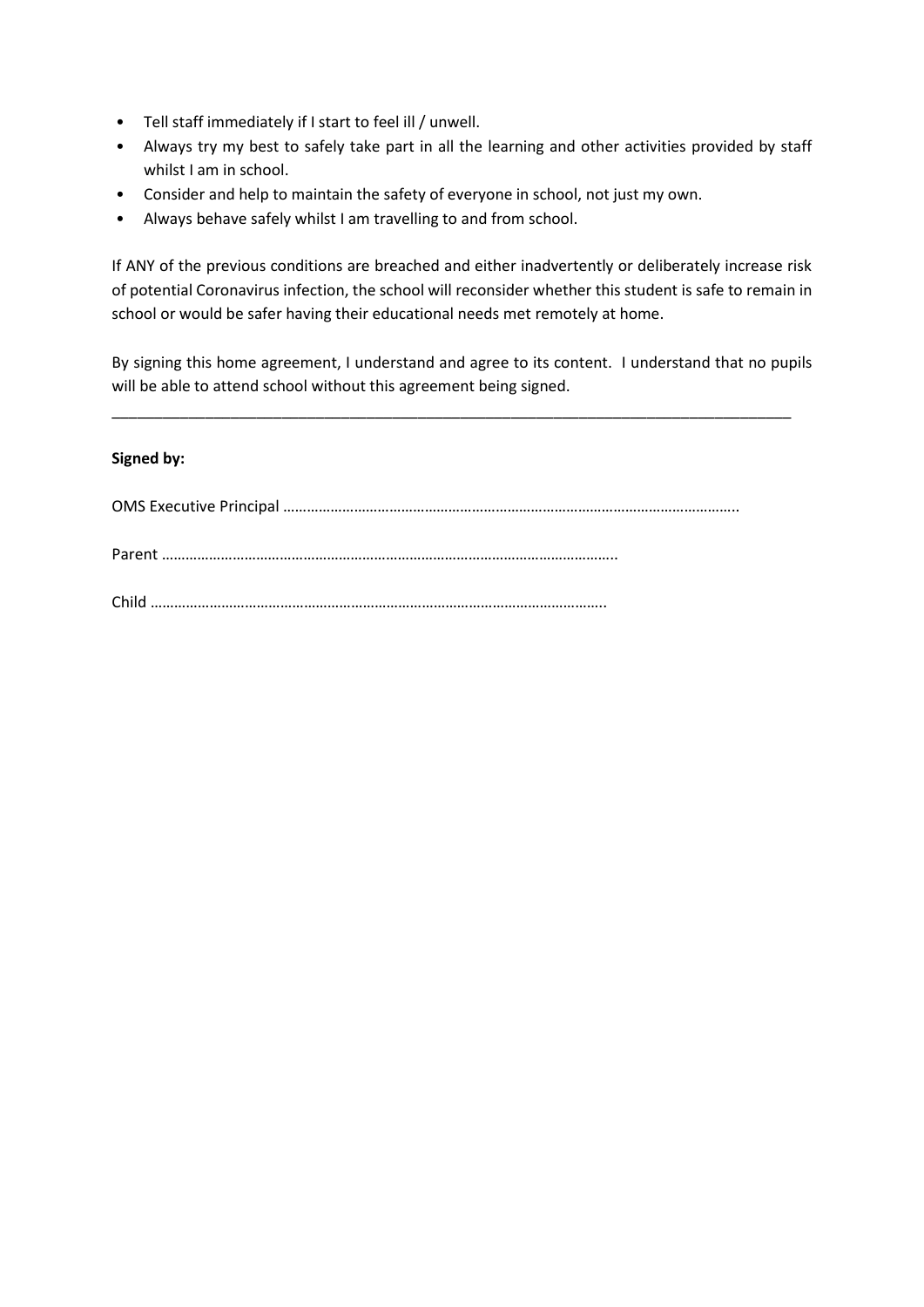- Tell staff immediately if I start to feel ill / unwell.
- Always try my best to safely take part in all the learning and other activities provided by staff whilst I am in school.
- Consider and help to maintain the safety of everyone in school, not just my own.
- Always behave safely whilst I am travelling to and from school.

If ANY of the previous conditions are breached and either inadvertently or deliberately increase risk of potential Coronavirus infection, the school will reconsider whether this student is safe to remain in school or would be safer having their educational needs met remotely at home.

By signing this home agreement, I understand and agree to its content. I understand that no pupils will be able to attend school without this agreement being signed.

---

**Signed by:**

OMS Executive Principal …………………………………………………………………………………………………..

Parent …………………………………………………………………………………………………..

Child …………………………………………………………………………………………………..